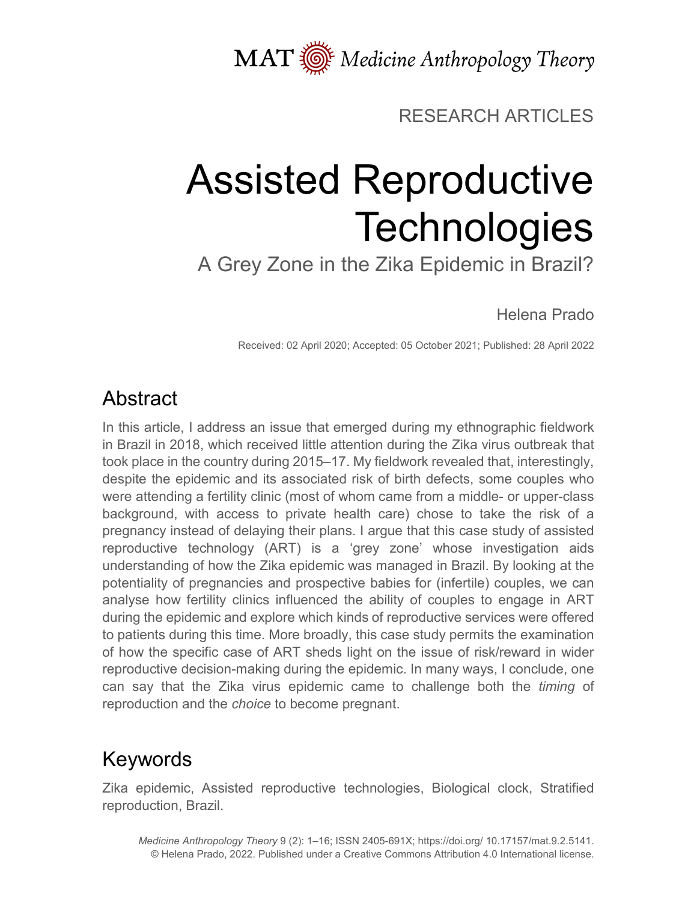RESEARCH ARTICLES

# Assisted Reproductive Technologies

## A Grey Zone in the Zika Epidemic in Brazil?

Helena Prado

Received: 02 April 2020; Accepted: 05 October 2021; Published: 28 April 2022

## Abstract

In this article, I address an issue that emerged during my ethnographic fieldwork in Brazil in 2018, which received little attention during the Zika virus outbreak that took place in the country during 2015–17. My fieldwork revealed that, interestingly, despite the epidemic and its associated risk of birth defects, some couples who were attending a fertility clinic (most of whom came from a middle- or upper-class background, with access to private health care) chose to take the risk of a pregnancy instead of delaying their plans. I argue that this case study of assisted reproductive technology (ART) is a 'grey zone' whose investigation aids understanding of how the Zika epidemic was managed in Brazil. By looking at the potentiality of pregnancies and prospective babies for (infertile) couples, we can analyse how fertility clinics influenced the ability of couples to engage in ART during the epidemic and explore which kinds of reproductive services were offered to patients during this time. More broadly, this case study permits the examination of how the specific case of ART sheds light on the issue of risk/reward in wider reproductive decision-making during the epidemic. In many ways, I conclude, one can say that the Zika virus epidemic came to challenge both the *timing* of reproduction and the *choice* to become pregnant.

## Keywords

Zika epidemic, Assisted reproductive technologies, Biological clock, Stratified reproduction, Brazil.

*Medicine Anthropology Theory* 9 (2): 1–16; ISSN 2405-691X; https://doi.org/ 10.17157/mat.9.2.5141.
© Helena Prado, 2022. Published under a Creative Commons Attribution 4.0 International license.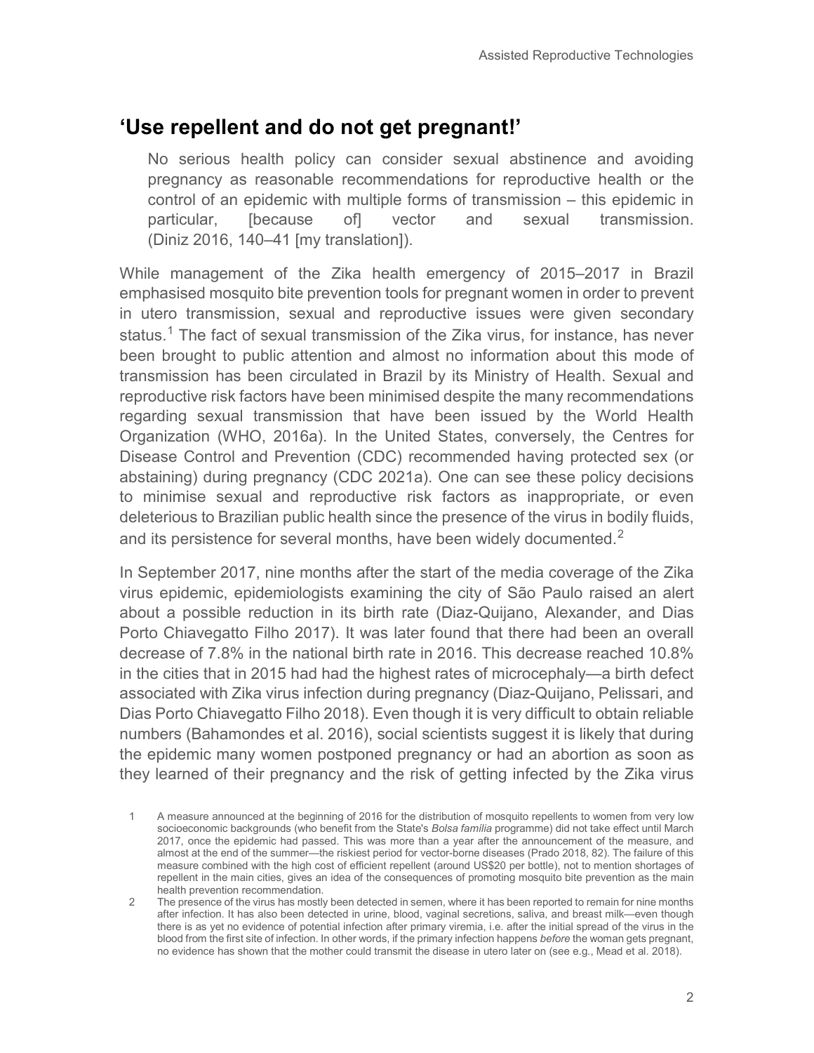## 'Use repellent and do not get pregnant!'

> No serious health policy can consider sexual abstinence and avoiding pregnancy as reasonable recommendations for reproductive health or the control of an epidemic with multiple forms of transmission – this epidemic in particular, [because of] vector and sexual transmission. (Diniz 2016, 140–41 [my translation]).

While management of the Zika health emergency of 2015–2017 in Brazil emphasised mosquito bite prevention tools for pregnant women in order to prevent in utero transmission, sexual and reproductive issues were given secondary status.[1] The fact of sexual transmission of the Zika virus, for instance, has never been brought to public attention and almost no information about this mode of transmission has been circulated in Brazil by its Ministry of Health. Sexual and reproductive risk factors have been minimised despite the many recommendations regarding sexual transmission that have been issued by the World Health Organization (WHO, 2016a). In the United States, conversely, the Centres for Disease Control and Prevention (CDC) recommended having protected sex (or abstaining) during pregnancy (CDC 2021a). One can see these policy decisions to minimise sexual and reproductive risk factors as inappropriate, or even deleterious to Brazilian public health since the presence of the virus in bodily fluids, and its persistence for several months, have been widely documented.[2]

In September 2017, nine months after the start of the media coverage of the Zika virus epidemic, epidemiologists examining the city of São Paulo raised an alert about a possible reduction in its birth rate (Diaz-Quijano, Alexander, and Dias Porto Chiavegatto Filho 2017). It was later found that there had been an overall decrease of 7.8% in the national birth rate in 2016. This decrease reached 10.8% in the cities that in 2015 had had the highest rates of microcephaly—a birth defect associated with Zika virus infection during pregnancy (Diaz-Quijano, Pelissari, and Dias Porto Chiavegatto Filho 2018). Even though it is very difficult to obtain reliable numbers (Bahamondes et al. 2016), social scientists suggest it is likely that during the epidemic many women postponed pregnancy or had an abortion as soon as they learned of their pregnancy and the risk of getting infected by the Zika virus

1 A measure announced at the beginning of 2016 for the distribution of mosquito repellents to women from very low socioeconomic backgrounds (who benefit from the State's *Bolsa família* programme) did not take effect until March 2017, once the epidemic had passed. This was more than a year after the announcement of the measure, and almost at the end of the summer—the riskiest period for vector-borne diseases (Prado 2018, 82). The failure of this measure combined with the high cost of efficient repellent (around US$20 per bottle), not to mention shortages of repellent in the main cities, gives an idea of the consequences of promoting mosquito bite prevention as the main health prevention recommendation.

2 The presence of the virus has mostly been detected in semen, where it has been reported to remain for nine months after infection. It has also been detected in urine, blood, vaginal secretions, saliva, and breast milk—even though there is as yet no evidence of potential infection after primary viremia, i.e. after the initial spread of the virus in the blood from the first site of infection. In other words, if the primary infection happens *before* the woman gets pregnant, no evidence has shown that the mother could transmit the disease in utero later on (see e.g., Mead et al. 2018).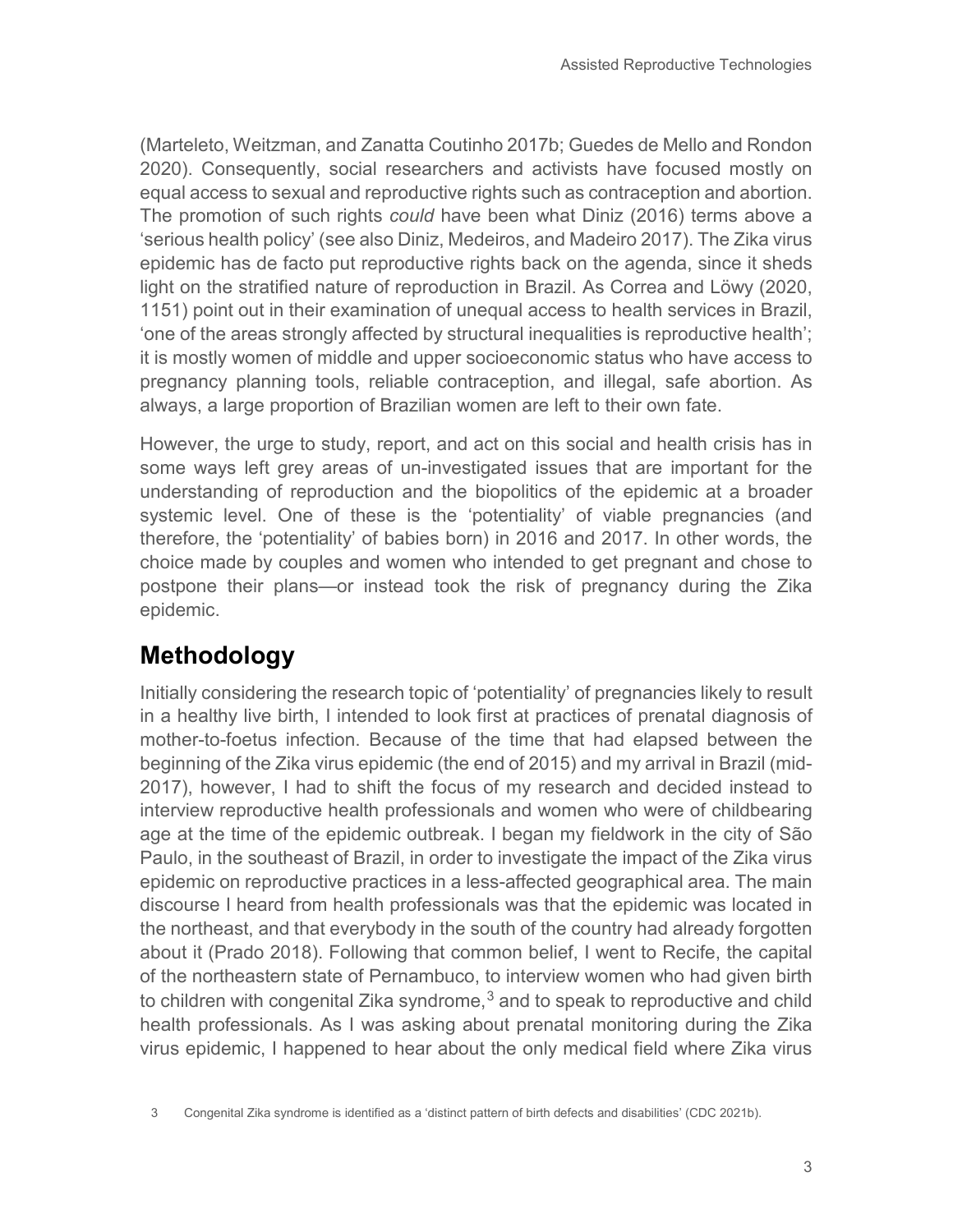(Marteleto, Weitzman, and Zanatta Coutinho 2017b; Guedes de Mello and Rondon 2020). Consequently, social researchers and activists have focused mostly on equal access to sexual and reproductive rights such as contraception and abortion. The promotion of such rights *could* have been what Diniz (2016) terms above a 'serious health policy' (see also Diniz, Medeiros, and Madeiro 2017). The Zika virus epidemic has de facto put reproductive rights back on the agenda, since it sheds light on the stratified nature of reproduction in Brazil. As Correa and Löwy (2020, 1151) point out in their examination of unequal access to health services in Brazil, 'one of the areas strongly affected by structural inequalities is reproductive health'; it is mostly women of middle and upper socioeconomic status who have access to pregnancy planning tools, reliable contraception, and illegal, safe abortion. As always, a large proportion of Brazilian women are left to their own fate.

However, the urge to study, report, and act on this social and health crisis has in some ways left grey areas of un-investigated issues that are important for the understanding of reproduction and the biopolitics of the epidemic at a broader systemic level. One of these is the 'potentiality' of viable pregnancies (and therefore, the 'potentiality' of babies born) in 2016 and 2017. In other words, the choice made by couples and women who intended to get pregnant and chose to postpone their plans—or instead took the risk of pregnancy during the Zika epidemic.

## Methodology

Initially considering the research topic of 'potentiality' of pregnancies likely to result in a healthy live birth, I intended to look first at practices of prenatal diagnosis of mother-to-foetus infection. Because of the time that had elapsed between the beginning of the Zika virus epidemic (the end of 2015) and my arrival in Brazil (mid-2017), however, I had to shift the focus of my research and decided instead to interview reproductive health professionals and women who were of childbearing age at the time of the epidemic outbreak. I began my fieldwork in the city of São Paulo, in the southeast of Brazil, in order to investigate the impact of the Zika virus epidemic on reproductive practices in a less-affected geographical area. The main discourse I heard from health professionals was that the epidemic was located in the northeast, and that everybody in the south of the country had already forgotten about it (Prado 2018). Following that common belief, I went to Recife, the capital of the northeastern state of Pernambuco, to interview women who had given birth to children with congenital Zika syndrome,[3] and to speak to reproductive and child health professionals. As I was asking about prenatal monitoring during the Zika virus epidemic, I happened to hear about the only medical field where Zika virus

3 Congenital Zika syndrome is identified as a 'distinct pattern of birth defects and disabilities' (CDC 2021b).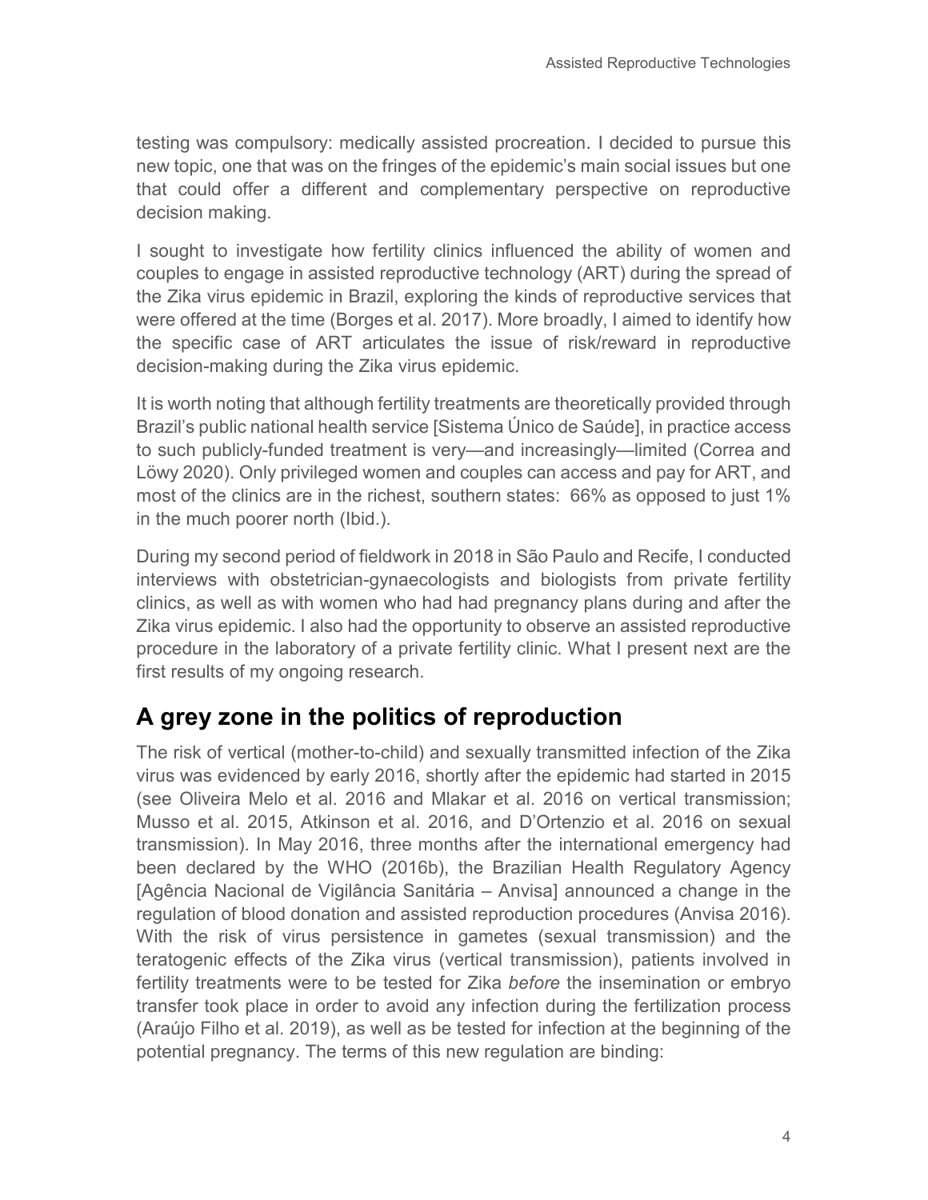testing was compulsory: medically assisted procreation. I decided to pursue this new topic, one that was on the fringes of the epidemic's main social issues but one that could offer a different and complementary perspective on reproductive decision making.

I sought to investigate how fertility clinics influenced the ability of women and couples to engage in assisted reproductive technology (ART) during the spread of the Zika virus epidemic in Brazil, exploring the kinds of reproductive services that were offered at the time (Borges et al. 2017). More broadly, I aimed to identify how the specific case of ART articulates the issue of risk/reward in reproductive decision-making during the Zika virus epidemic.

It is worth noting that although fertility treatments are theoretically provided through Brazil's public national health service [Sistema Único de Saúde], in practice access to such publicly-funded treatment is very—and increasingly—limited (Correa and Löwy 2020). Only privileged women and couples can access and pay for ART, and most of the clinics are in the richest, southern states: 66% as opposed to just 1% in the much poorer north (Ibid.).

During my second period of fieldwork in 2018 in São Paulo and Recife, I conducted interviews with obstetrician-gynaecologists and biologists from private fertility clinics, as well as with women who had had pregnancy plans during and after the Zika virus epidemic. I also had the opportunity to observe an assisted reproductive procedure in the laboratory of a private fertility clinic. What I present next are the first results of my ongoing research.

## A grey zone in the politics of reproduction

The risk of vertical (mother-to-child) and sexually transmitted infection of the Zika virus was evidenced by early 2016, shortly after the epidemic had started in 2015 (see Oliveira Melo et al. 2016 and Mlakar et al. 2016 on vertical transmission; Musso et al. 2015, Atkinson et al. 2016, and D'Ortenzio et al. 2016 on sexual transmission). In May 2016, three months after the international emergency had been declared by the WHO (2016b), the Brazilian Health Regulatory Agency [Agência Nacional de Vigilância Sanitária – Anvisa] announced a change in the regulation of blood donation and assisted reproduction procedures (Anvisa 2016). With the risk of virus persistence in gametes (sexual transmission) and the teratogenic effects of the Zika virus (vertical transmission), patients involved in fertility treatments were to be tested for Zika *before* the insemination or embryo transfer took place in order to avoid any infection during the fertilization process (Araújo Filho et al. 2019), as well as be tested for infection at the beginning of the potential pregnancy. The terms of this new regulation are binding: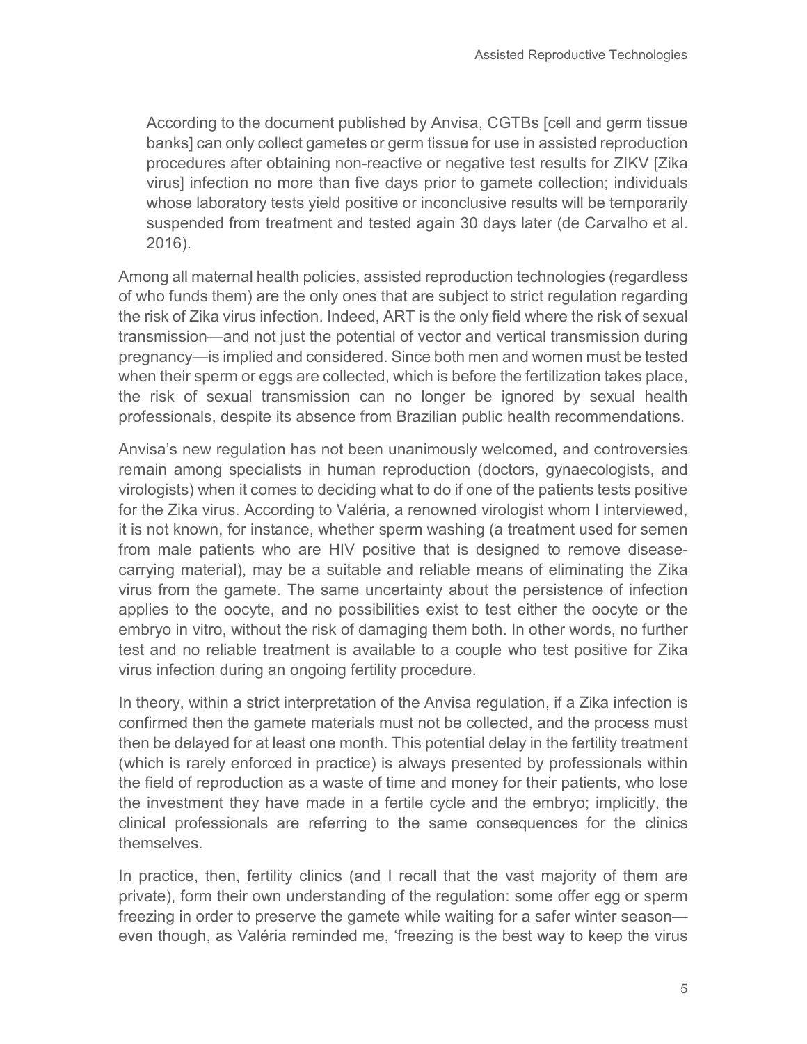> According to the document published by Anvisa, CGTBs [cell and germ tissue banks] can only collect gametes or germ tissue for use in assisted reproduction procedures after obtaining non-reactive or negative test results for ZIKV [Zika virus] infection no more than five days prior to gamete collection; individuals whose laboratory tests yield positive or inconclusive results will be temporarily suspended from treatment and tested again 30 days later (de Carvalho et al. 2016).

Among all maternal health policies, assisted reproduction technologies (regardless of who funds them) are the only ones that are subject to strict regulation regarding the risk of Zika virus infection. Indeed, ART is the only field where the risk of sexual transmission—and not just the potential of vector and vertical transmission during pregnancy—is implied and considered. Since both men and women must be tested when their sperm or eggs are collected, which is before the fertilization takes place, the risk of sexual transmission can no longer be ignored by sexual health professionals, despite its absence from Brazilian public health recommendations.

Anvisa's new regulation has not been unanimously welcomed, and controversies remain among specialists in human reproduction (doctors, gynaecologists, and virologists) when it comes to deciding what to do if one of the patients tests positive for the Zika virus. According to Valéria, a renowned virologist whom I interviewed, it is not known, for instance, whether sperm washing (a treatment used for semen from male patients who are HIV positive that is designed to remove disease-carrying material), may be a suitable and reliable means of eliminating the Zika virus from the gamete. The same uncertainty about the persistence of infection applies to the oocyte, and no possibilities exist to test either the oocyte or the embryo in vitro, without the risk of damaging them both. In other words, no further test and no reliable treatment is available to a couple who test positive for Zika virus infection during an ongoing fertility procedure.

In theory, within a strict interpretation of the Anvisa regulation, if a Zika infection is confirmed then the gamete materials must not be collected, and the process must then be delayed for at least one month. This potential delay in the fertility treatment (which is rarely enforced in practice) is always presented by professionals within the field of reproduction as a waste of time and money for their patients, who lose the investment they have made in a fertile cycle and the embryo; implicitly, the clinical professionals are referring to the same consequences for the clinics themselves.

In practice, then, fertility clinics (and I recall that the vast majority of them are private), form their own understanding of the regulation: some offer egg or sperm freezing in order to preserve the gamete while waiting for a safer winter season—even though, as Valéria reminded me, 'freezing is the best way to keep the virus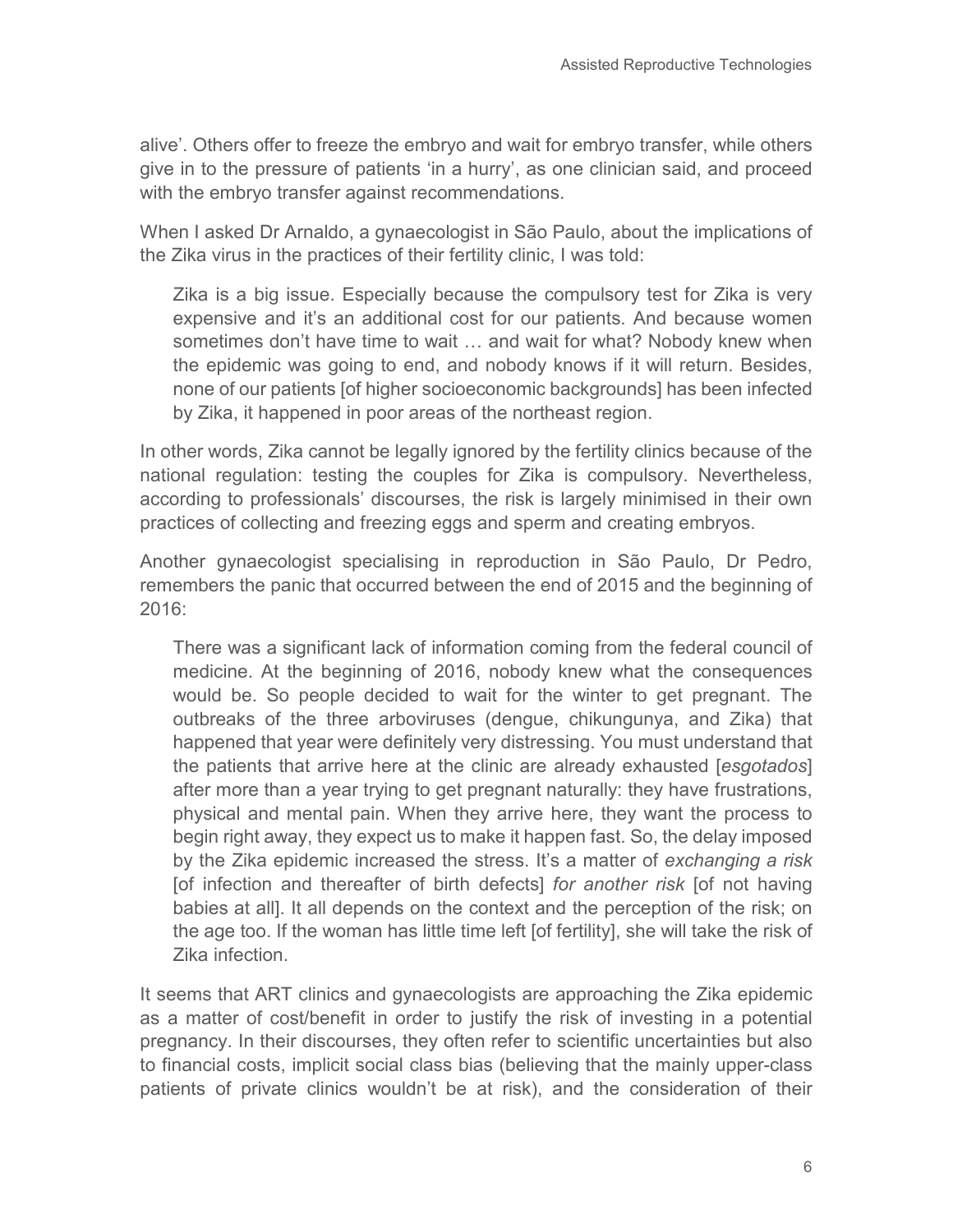alive'. Others offer to freeze the embryo and wait for embryo transfer, while others give in to the pressure of patients 'in a hurry', as one clinician said, and proceed with the embryo transfer against recommendations.

When I asked Dr Arnaldo, a gynaecologist in São Paulo, about the implications of the Zika virus in the practices of their fertility clinic, I was told:

> Zika is a big issue. Especially because the compulsory test for Zika is very expensive and it's an additional cost for our patients. And because women sometimes don't have time to wait … and wait for what? Nobody knew when the epidemic was going to end, and nobody knows if it will return. Besides, none of our patients [of higher socioeconomic backgrounds] has been infected by Zika, it happened in poor areas of the northeast region.

In other words, Zika cannot be legally ignored by the fertility clinics because of the national regulation: testing the couples for Zika is compulsory. Nevertheless, according to professionals' discourses, the risk is largely minimised in their own practices of collecting and freezing eggs and sperm and creating embryos.

Another gynaecologist specialising in reproduction in São Paulo, Dr Pedro, remembers the panic that occurred between the end of 2015 and the beginning of 2016:

> There was a significant lack of information coming from the federal council of medicine. At the beginning of 2016, nobody knew what the consequences would be. So people decided to wait for the winter to get pregnant. The outbreaks of the three arboviruses (dengue, chikungunya, and Zika) that happened that year were definitely very distressing. You must understand that the patients that arrive here at the clinic are already exhausted [*esgotados*] after more than a year trying to get pregnant naturally: they have frustrations, physical and mental pain. When they arrive here, they want the process to begin right away, they expect us to make it happen fast. So, the delay imposed by the Zika epidemic increased the stress. It's a matter of *exchanging a risk* [of infection and thereafter of birth defects] *for another risk* [of not having babies at all]. It all depends on the context and the perception of the risk; on the age too. If the woman has little time left [of fertility], she will take the risk of Zika infection.

It seems that ART clinics and gynaecologists are approaching the Zika epidemic as a matter of cost/benefit in order to justify the risk of investing in a potential pregnancy. In their discourses, they often refer to scientific uncertainties but also to financial costs, implicit social class bias (believing that the mainly upper-class patients of private clinics wouldn't be at risk), and the consideration of their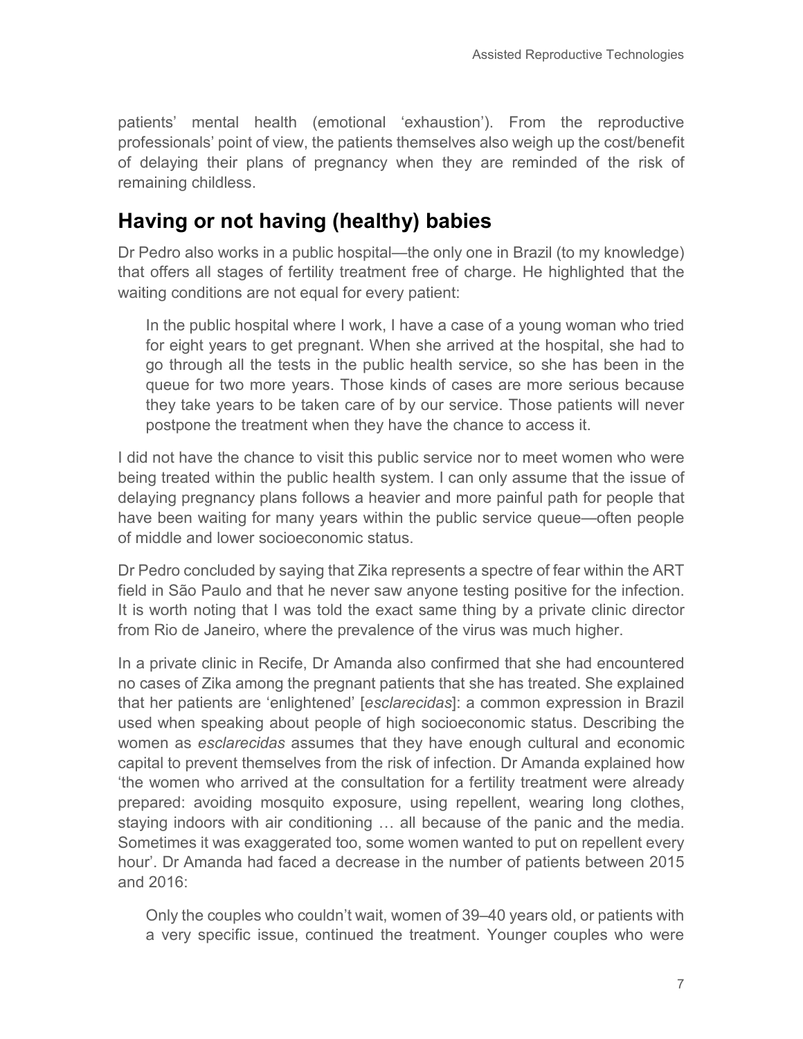patients' mental health (emotional 'exhaustion'). From the reproductive professionals' point of view, the patients themselves also weigh up the cost/benefit of delaying their plans of pregnancy when they are reminded of the risk of remaining childless.

## Having or not having (healthy) babies

Dr Pedro also works in a public hospital—the only one in Brazil (to my knowledge) that offers all stages of fertility treatment free of charge. He highlighted that the waiting conditions are not equal for every patient:

> In the public hospital where I work, I have a case of a young woman who tried for eight years to get pregnant. When she arrived at the hospital, she had to go through all the tests in the public health service, so she has been in the queue for two more years. Those kinds of cases are more serious because they take years to be taken care of by our service. Those patients will never postpone the treatment when they have the chance to access it.

I did not have the chance to visit this public service nor to meet women who were being treated within the public health system. I can only assume that the issue of delaying pregnancy plans follows a heavier and more painful path for people that have been waiting for many years within the public service queue—often people of middle and lower socioeconomic status.

Dr Pedro concluded by saying that Zika represents a spectre of fear within the ART field in São Paulo and that he never saw anyone testing positive for the infection. It is worth noting that I was told the exact same thing by a private clinic director from Rio de Janeiro, where the prevalence of the virus was much higher.

In a private clinic in Recife, Dr Amanda also confirmed that she had encountered no cases of Zika among the pregnant patients that she has treated. She explained that her patients are 'enlightened' [*esclarecidas*]: a common expression in Brazil used when speaking about people of high socioeconomic status. Describing the women as *esclarecidas* assumes that they have enough cultural and economic capital to prevent themselves from the risk of infection. Dr Amanda explained how 'the women who arrived at the consultation for a fertility treatment were already prepared: avoiding mosquito exposure, using repellent, wearing long clothes, staying indoors with air conditioning … all because of the panic and the media. Sometimes it was exaggerated too, some women wanted to put on repellent every hour'. Dr Amanda had faced a decrease in the number of patients between 2015 and 2016:

> Only the couples who couldn't wait, women of 39–40 years old, or patients with a very specific issue, continued the treatment. Younger couples who were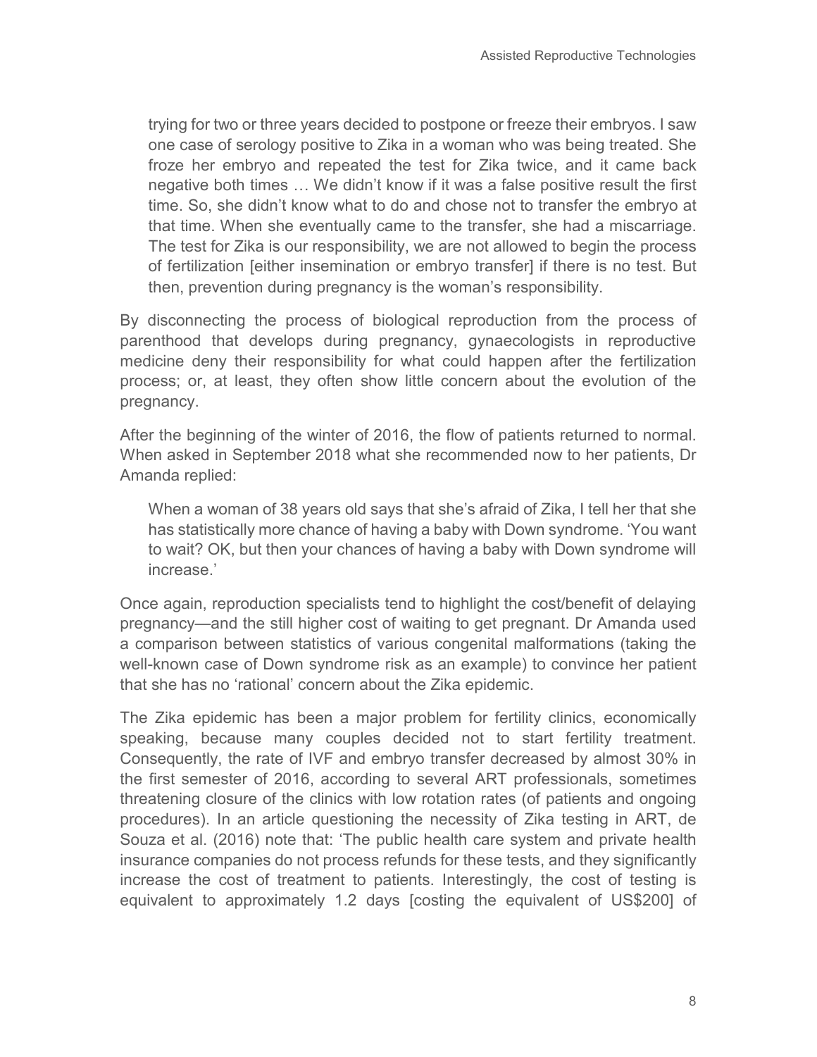> trying for two or three years decided to postpone or freeze their embryos. I saw one case of serology positive to Zika in a woman who was being treated. She froze her embryo and repeated the test for Zika twice, and it came back negative both times … We didn't know if it was a false positive result the first time. So, she didn't know what to do and chose not to transfer the embryo at that time. When she eventually came to the transfer, she had a miscarriage. The test for Zika is our responsibility, we are not allowed to begin the process of fertilization [either insemination or embryo transfer] if there is no test. But then, prevention during pregnancy is the woman's responsibility.

By disconnecting the process of biological reproduction from the process of parenthood that develops during pregnancy, gynaecologists in reproductive medicine deny their responsibility for what could happen after the fertilization process; or, at least, they often show little concern about the evolution of the pregnancy.

After the beginning of the winter of 2016, the flow of patients returned to normal. When asked in September 2018 what she recommended now to her patients, Dr Amanda replied:

> When a woman of 38 years old says that she's afraid of Zika, I tell her that she has statistically more chance of having a baby with Down syndrome. 'You want to wait? OK, but then your chances of having a baby with Down syndrome will increase.'

Once again, reproduction specialists tend to highlight the cost/benefit of delaying pregnancy—and the still higher cost of waiting to get pregnant. Dr Amanda used a comparison between statistics of various congenital malformations (taking the well-known case of Down syndrome risk as an example) to convince her patient that she has no 'rational' concern about the Zika epidemic.

The Zika epidemic has been a major problem for fertility clinics, economically speaking, because many couples decided not to start fertility treatment. Consequently, the rate of IVF and embryo transfer decreased by almost 30% in the first semester of 2016, according to several ART professionals, sometimes threatening closure of the clinics with low rotation rates (of patients and ongoing procedures). In an article questioning the necessity of Zika testing in ART, de Souza et al. (2016) note that: 'The public health care system and private health insurance companies do not process refunds for these tests, and they significantly increase the cost of treatment to patients. Interestingly, the cost of testing is equivalent to approximately 1.2 days [costing the equivalent of US$200] of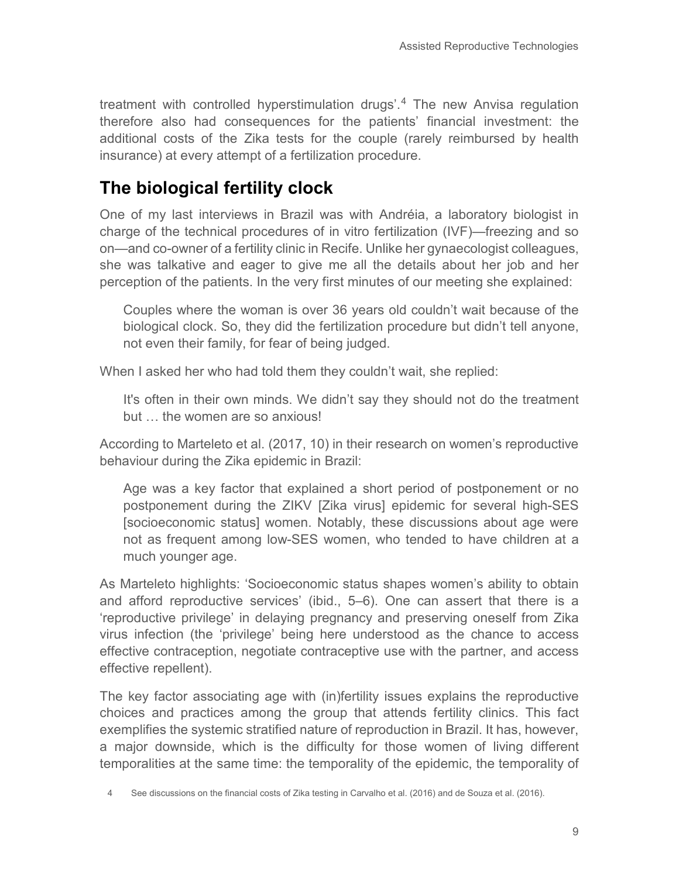treatment with controlled hyperstimulation drugs'.[4] The new Anvisa regulation therefore also had consequences for the patients' financial investment: the additional costs of the Zika tests for the couple (rarely reimbursed by health insurance) at every attempt of a fertilization procedure.

## The biological fertility clock

One of my last interviews in Brazil was with Andréia, a laboratory biologist in charge of the technical procedures of in vitro fertilization (IVF)—freezing and so on—and co-owner of a fertility clinic in Recife. Unlike her gynaecologist colleagues, she was talkative and eager to give me all the details about her job and her perception of the patients. In the very first minutes of our meeting she explained:

> Couples where the woman is over 36 years old couldn't wait because of the biological clock. So, they did the fertilization procedure but didn't tell anyone, not even their family, for fear of being judged.

When I asked her who had told them they couldn't wait, she replied:

> It's often in their own minds. We didn't say they should not do the treatment but … the women are so anxious!

According to Marteleto et al. (2017, 10) in their research on women's reproductive behaviour during the Zika epidemic in Brazil:

> Age was a key factor that explained a short period of postponement or no postponement during the ZIKV [Zika virus] epidemic for several high-SES [socioeconomic status] women. Notably, these discussions about age were not as frequent among low-SES women, who tended to have children at a much younger age.

As Marteleto highlights: 'Socioeconomic status shapes women's ability to obtain and afford reproductive services' (ibid., 5–6). One can assert that there is a 'reproductive privilege' in delaying pregnancy and preserving oneself from Zika virus infection (the 'privilege' being here understood as the chance to access effective contraception, negotiate contraceptive use with the partner, and access effective repellent).

The key factor associating age with (in)fertility issues explains the reproductive choices and practices among the group that attends fertility clinics. This fact exemplifies the systemic stratified nature of reproduction in Brazil. It has, however, a major downside, which is the difficulty for those women of living different temporalities at the same time: the temporality of the epidemic, the temporality of

4 See discussions on the financial costs of Zika testing in Carvalho et al. (2016) and de Souza et al. (2016).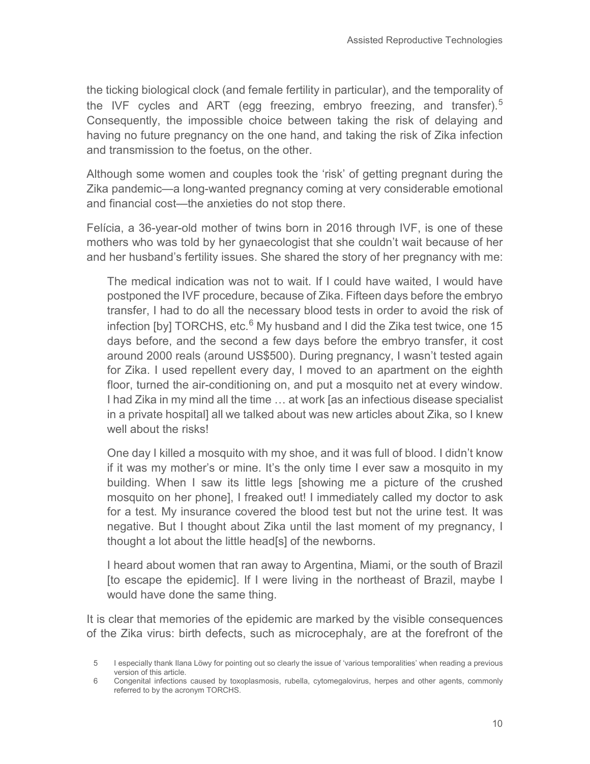the ticking biological clock (and female fertility in particular), and the temporality of the IVF cycles and ART (egg freezing, embryo freezing, and transfer).[5] Consequently, the impossible choice between taking the risk of delaying and having no future pregnancy on the one hand, and taking the risk of Zika infection and transmission to the foetus, on the other.

Although some women and couples took the 'risk' of getting pregnant during the Zika pandemic—a long-wanted pregnancy coming at very considerable emotional and financial cost—the anxieties do not stop there.

Felícia, a 36-year-old mother of twins born in 2016 through IVF, is one of these mothers who was told by her gynaecologist that she couldn't wait because of her and her husband's fertility issues. She shared the story of her pregnancy with me:

> The medical indication was not to wait. If I could have waited, I would have postponed the IVF procedure, because of Zika. Fifteen days before the embryo transfer, I had to do all the necessary blood tests in order to avoid the risk of infection [by] TORCHS, etc.[6] My husband and I did the Zika test twice, one 15 days before, and the second a few days before the embryo transfer, it cost around 2000 reals (around US$500). During pregnancy, I wasn't tested again for Zika. I used repellent every day, I moved to an apartment on the eighth floor, turned the air-conditioning on, and put a mosquito net at every window. I had Zika in my mind all the time … at work [as an infectious disease specialist in a private hospital] all we talked about was new articles about Zika, so I knew well about the risks!
>
> One day I killed a mosquito with my shoe, and it was full of blood. I didn't know if it was my mother's or mine. It's the only time I ever saw a mosquito in my building. When I saw its little legs [showing me a picture of the crushed mosquito on her phone], I freaked out! I immediately called my doctor to ask for a test. My insurance covered the blood test but not the urine test. It was negative. But I thought about Zika until the last moment of my pregnancy, I thought a lot about the little head[s] of the newborns.
>
> I heard about women that ran away to Argentina, Miami, or the south of Brazil [to escape the epidemic]. If I were living in the northeast of Brazil, maybe I would have done the same thing.

It is clear that memories of the epidemic are marked by the visible consequences of the Zika virus: birth defects, such as microcephaly, are at the forefront of the

5 I especially thank Ilana Löwy for pointing out so clearly the issue of 'various temporalities' when reading a previous version of this article.

6 Congenital infections caused by toxoplasmosis, rubella, cytomegalovirus, herpes and other agents, commonly referred to by the acronym TORCHS.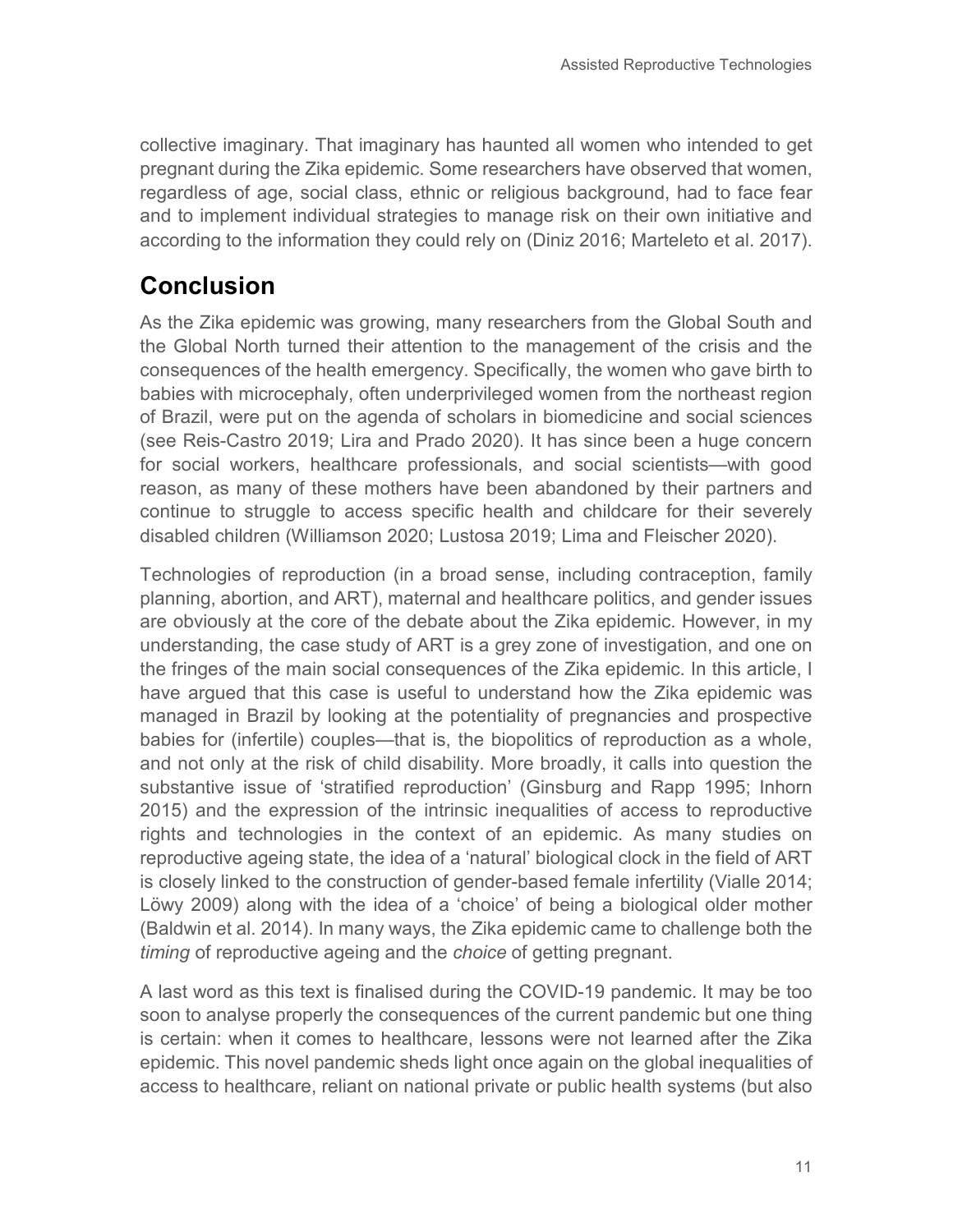collective imaginary. That imaginary has haunted all women who intended to get pregnant during the Zika epidemic. Some researchers have observed that women, regardless of age, social class, ethnic or religious background, had to face fear and to implement individual strategies to manage risk on their own initiative and according to the information they could rely on (Diniz 2016; Marteleto et al. 2017).

## Conclusion

As the Zika epidemic was growing, many researchers from the Global South and the Global North turned their attention to the management of the crisis and the consequences of the health emergency. Specifically, the women who gave birth to babies with microcephaly, often underprivileged women from the northeast region of Brazil, were put on the agenda of scholars in biomedicine and social sciences (see Reis-Castro 2019; Lira and Prado 2020). It has since been a huge concern for social workers, healthcare professionals, and social scientists—with good reason, as many of these mothers have been abandoned by their partners and continue to struggle to access specific health and childcare for their severely disabled children (Williamson 2020; Lustosa 2019; Lima and Fleischer 2020).

Technologies of reproduction (in a broad sense, including contraception, family planning, abortion, and ART), maternal and healthcare politics, and gender issues are obviously at the core of the debate about the Zika epidemic. However, in my understanding, the case study of ART is a grey zone of investigation, and one on the fringes of the main social consequences of the Zika epidemic. In this article, I have argued that this case is useful to understand how the Zika epidemic was managed in Brazil by looking at the potentiality of pregnancies and prospective babies for (infertile) couples—that is, the biopolitics of reproduction as a whole, and not only at the risk of child disability. More broadly, it calls into question the substantive issue of 'stratified reproduction' (Ginsburg and Rapp 1995; Inhorn 2015) and the expression of the intrinsic inequalities of access to reproductive rights and technologies in the context of an epidemic. As many studies on reproductive ageing state, the idea of a 'natural' biological clock in the field of ART is closely linked to the construction of gender-based female infertility (Vialle 2014; Löwy 2009) along with the idea of a 'choice' of being a biological older mother (Baldwin et al. 2014). In many ways, the Zika epidemic came to challenge both the *timing* of reproductive ageing and the *choice* of getting pregnant.

A last word as this text is finalised during the COVID-19 pandemic. It may be too soon to analyse properly the consequences of the current pandemic but one thing is certain: when it comes to healthcare, lessons were not learned after the Zika epidemic. This novel pandemic sheds light once again on the global inequalities of access to healthcare, reliant on national private or public health systems (but also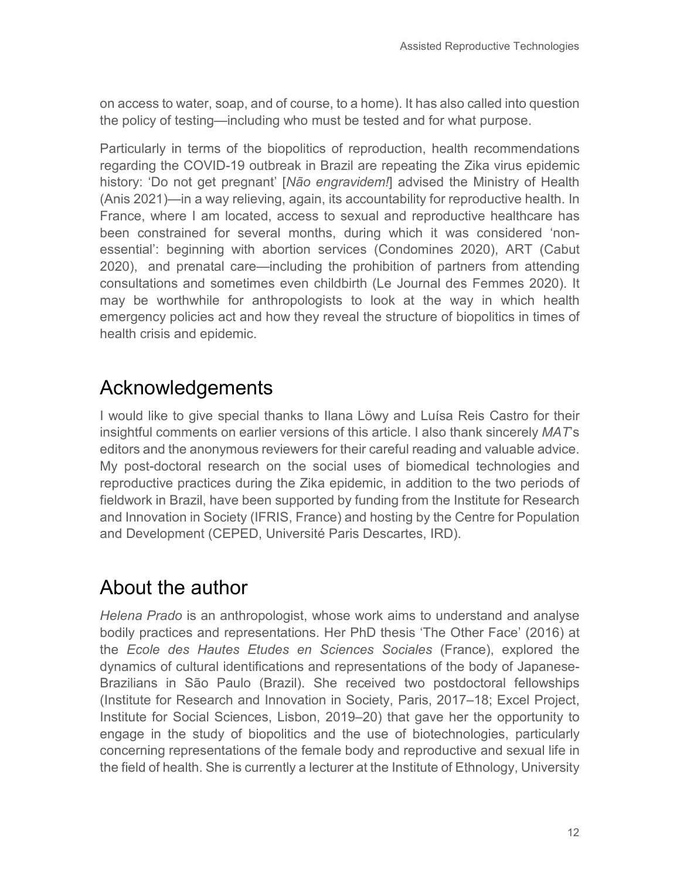on access to water, soap, and of course, to a home). It has also called into question the policy of testing—including who must be tested and for what purpose.

Particularly in terms of the biopolitics of reproduction, health recommendations regarding the COVID-19 outbreak in Brazil are repeating the Zika virus epidemic history: 'Do not get pregnant' [*Não engravidem!*] advised the Ministry of Health (Anis 2021)—in a way relieving, again, its accountability for reproductive health. In France, where I am located, access to sexual and reproductive healthcare has been constrained for several months, during which it was considered 'non-essential': beginning with abortion services (Condomines 2020), ART (Cabut 2020), and prenatal care—including the prohibition of partners from attending consultations and sometimes even childbirth (Le Journal des Femmes 2020). It may be worthwhile for anthropologists to look at the way in which health emergency policies act and how they reveal the structure of biopolitics in times of health crisis and epidemic.

## Acknowledgements

I would like to give special thanks to Ilana Löwy and Luísa Reis Castro for their insightful comments on earlier versions of this article. I also thank sincerely *MAT*'s editors and the anonymous reviewers for their careful reading and valuable advice. My post-doctoral research on the social uses of biomedical technologies and reproductive practices during the Zika epidemic, in addition to the two periods of fieldwork in Brazil, have been supported by funding from the Institute for Research and Innovation in Society (IFRIS, France) and hosting by the Centre for Population and Development (CEPED, Université Paris Descartes, IRD).

## About the author

*Helena Prado* is an anthropologist, whose work aims to understand and analyse bodily practices and representations. Her PhD thesis 'The Other Face' (2016) at the *Ecole des Hautes Etudes en Sciences Sociales* (France), explored the dynamics of cultural identifications and representations of the body of Japanese-Brazilians in São Paulo (Brazil). She received two postdoctoral fellowships (Institute for Research and Innovation in Society, Paris, 2017–18; Excel Project, Institute for Social Sciences, Lisbon, 2019–20) that gave her the opportunity to engage in the study of biopolitics and the use of biotechnologies, particularly concerning representations of the female body and reproductive and sexual life in the field of health. She is currently a lecturer at the Institute of Ethnology, University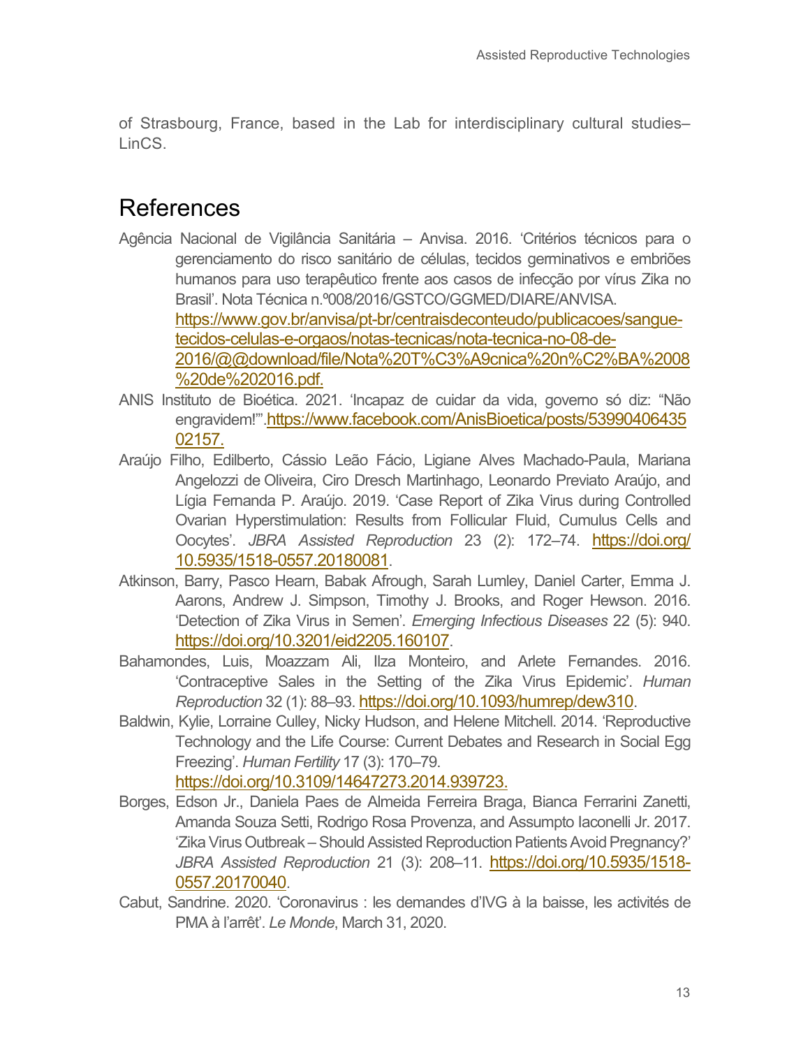of Strasbourg, France, based in the Lab for interdisciplinary cultural studies–LinCS.

# References

Agência Nacional de Vigilância Sanitária – Anvisa. 2016. 'Critérios técnicos para o gerenciamento do risco sanitário de células, tecidos germinativos e embriões humanos para uso terapêutico frente aos casos de infecção por vírus Zika no Brasil'. Nota Técnica n.º008/2016/GSTCO/GGMED/DIARE/ANVISA. https://www.gov.br/anvisa/pt-br/centraisdeconteudo/publicacoes/sangue-tecidos-celulas-e-orgaos/notas-tecnicas/nota-tecnica-no-08-de-2016/@@download/file/Nota%20T%C3%A9cnica%20n%C2%BA%2008%20de%202016.pdf.

ANIS Instituto de Bioética. 2021. 'Incapaz de cuidar da vida, governo só diz: "Não engravidem!"'.https://www.facebook.com/AnisBioetica/posts/5399040643502157.

Araújo Filho, Edilberto, Cássio Leão Fácio, Ligiane Alves Machado-Paula, Mariana Angelozzi de Oliveira, Ciro Dresch Martinhago, Leonardo Previato Araújo, and Lígia Fernanda P. Araújo. 2019. 'Case Report of Zika Virus during Controlled Ovarian Hyperstimulation: Results from Follicular Fluid, Cumulus Cells and Oocytes'. *JBRA Assisted Reproduction* 23 (2): 172–74. https://doi.org/10.5935/1518-0557.20180081.

Atkinson, Barry, Pasco Hearn, Babak Afrough, Sarah Lumley, Daniel Carter, Emma J. Aarons, Andrew J. Simpson, Timothy J. Brooks, and Roger Hewson. 2016. 'Detection of Zika Virus in Semen'. *Emerging Infectious Diseases* 22 (5): 940. https://doi.org/10.3201/eid2205.160107.

Bahamondes, Luis, Moazzam Ali, Ilza Monteiro, and Arlete Fernandes. 2016. 'Contraceptive Sales in the Setting of the Zika Virus Epidemic'. *Human Reproduction* 32 (1): 88–93. https://doi.org/10.1093/humrep/dew310.

Baldwin, Kylie, Lorraine Culley, Nicky Hudson, and Helene Mitchell. 2014. 'Reproductive Technology and the Life Course: Current Debates and Research in Social Egg Freezing'. *Human Fertility* 17 (3): 170–79. https://doi.org/10.3109/14647273.2014.939723.

Borges, Edson Jr., Daniela Paes de Almeida Ferreira Braga, Bianca Ferrarini Zanetti, Amanda Souza Setti, Rodrigo Rosa Provenza, and Assumpto Iaconelli Jr. 2017. 'Zika Virus Outbreak – Should Assisted Reproduction Patients Avoid Pregnancy?' *JBRA Assisted Reproduction* 21 (3): 208–11. https://doi.org/10.5935/1518-0557.20170040.

Cabut, Sandrine. 2020. 'Coronavirus : les demandes d'IVG à la baisse, les activités de PMA à l'arrêt'. *Le Monde*, March 31, 2020.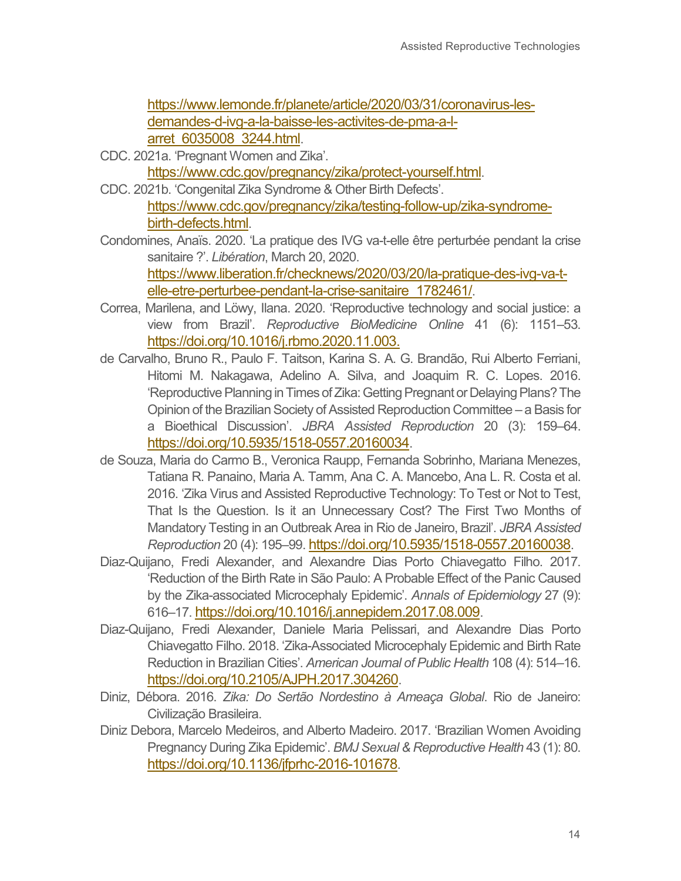https://www.lemonde.fr/planete/article/2020/03/31/coronavirus-les-demandes-d-ivg-a-la-baisse-les-activites-de-pma-a-l-arret_6035008_3244.html.

CDC. 2021a. 'Pregnant Women and Zika'. https://www.cdc.gov/pregnancy/zika/protect-yourself.html.

CDC. 2021b. 'Congenital Zika Syndrome & Other Birth Defects'. https://www.cdc.gov/pregnancy/zika/testing-follow-up/zika-syndrome-birth-defects.html.

Condomines, Anaïs. 2020. 'La pratique des IVG va-t-elle être perturbée pendant la crise sanitaire ?'. *Libération*, March 20, 2020. https://www.liberation.fr/checknews/2020/03/20/la-pratique-des-ivg-va-t-elle-etre-perturbee-pendant-la-crise-sanitaire_1782461/.

Correa, Marilena, and Löwy, Ilana. 2020. 'Reproductive technology and social justice: a view from Brazil'. *Reproductive BioMedicine Online* 41 (6): 1151–53. https://doi.org/10.1016/j.rbmo.2020.11.003.

de Carvalho, Bruno R., Paulo F. Taitson, Karina S. A. G. Brandão, Rui Alberto Ferriani, Hitomi M. Nakagawa, Adelino A. Silva, and Joaquim R. C. Lopes. 2016. 'Reproductive Planning in Times of Zika: Getting Pregnant or Delaying Plans? The Opinion of the Brazilian Society of Assisted Reproduction Committee – a Basis for a Bioethical Discussion'. *JBRA Assisted Reproduction* 20 (3): 159–64. https://doi.org/10.5935/1518-0557.20160034.

de Souza, Maria do Carmo B., Veronica Raupp, Fernanda Sobrinho, Mariana Menezes, Tatiana R. Panaino, Maria A. Tamm, Ana C. A. Mancebo, Ana L. R. Costa et al. 2016. 'Zika Virus and Assisted Reproductive Technology: To Test or Not to Test, That Is the Question. Is it an Unnecessary Cost? The First Two Months of Mandatory Testing in an Outbreak Area in Rio de Janeiro, Brazil'. *JBRA Assisted Reproduction* 20 (4): 195–99. https://doi.org/10.5935/1518-0557.20160038.

Diaz-Quijano, Fredi Alexander, and Alexandre Dias Porto Chiavegatto Filho. 2017. 'Reduction of the Birth Rate in São Paulo: A Probable Effect of the Panic Caused by the Zika-associated Microcephaly Epidemic'. *Annals of Epidemiology* 27 (9): 616–17. https://doi.org/10.1016/j.annepidem.2017.08.009.

Diaz-Quijano, Fredi Alexander, Daniele Maria Pelissari, and Alexandre Dias Porto Chiavegatto Filho. 2018. 'Zika-Associated Microcephaly Epidemic and Birth Rate Reduction in Brazilian Cities'. *American Journal of Public Health* 108 (4): 514–16. https://doi.org/10.2105/AJPH.2017.304260.

Diniz, Débora. 2016. *Zika: Do Sertão Nordestino à Ameaça Global*. Rio de Janeiro: Civilização Brasileira.

Diniz Debora, Marcelo Medeiros, and Alberto Madeiro. 2017. 'Brazilian Women Avoiding Pregnancy During Zika Epidemic'. *BMJ Sexual & Reproductive Health* 43 (1): 80. https://doi.org/10.1136/jfprhc-2016-101678.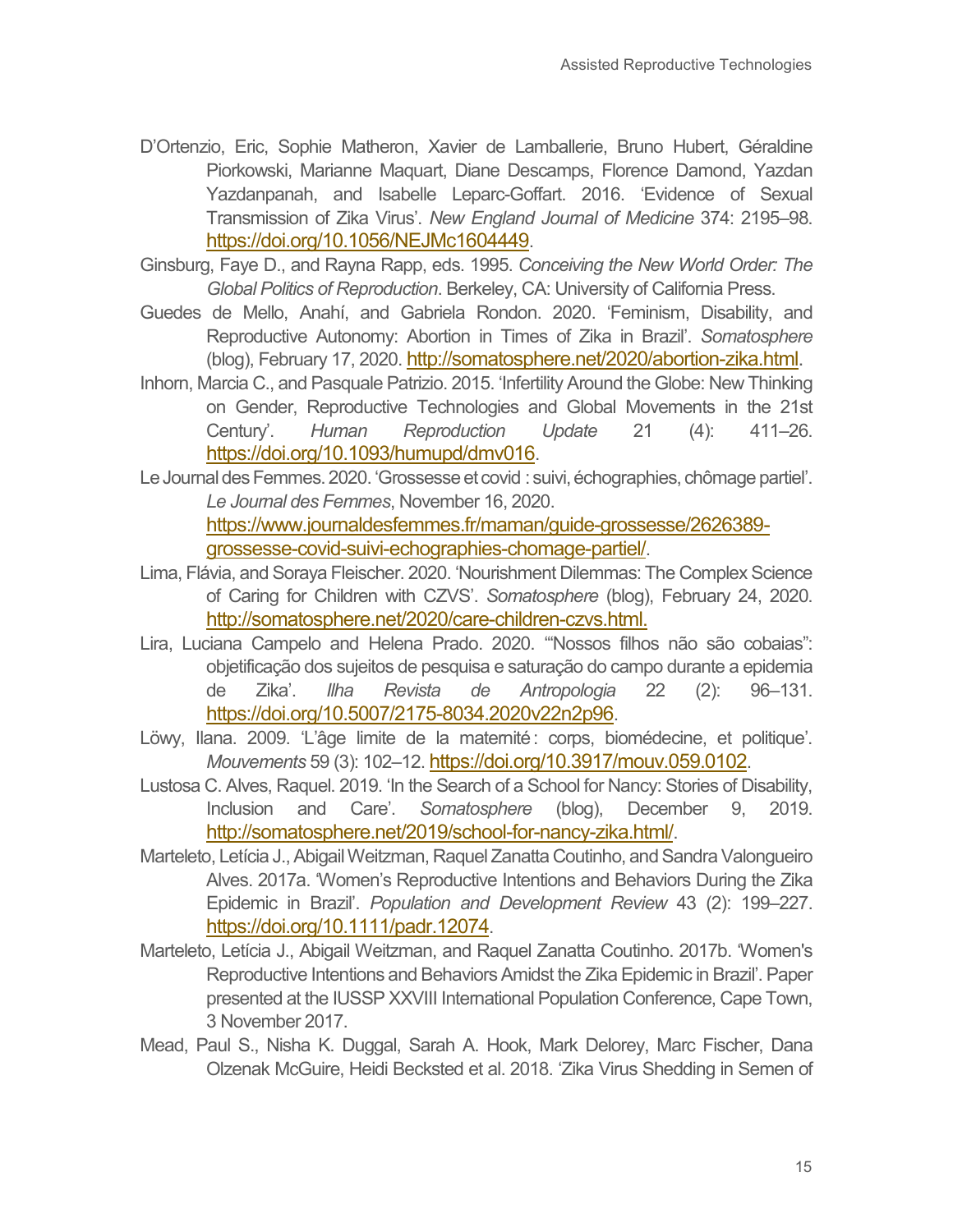D'Ortenzio, Eric, Sophie Matheron, Xavier de Lamballerie, Bruno Hubert, Géraldine Piorkowski, Marianne Maquart, Diane Descamps, Florence Damond, Yazdan Yazdanpanah, and Isabelle Leparc-Goffart. 2016. 'Evidence of Sexual Transmission of Zika Virus'. *New England Journal of Medicine* 374: 2195–98. https://doi.org/10.1056/NEJMc1604449.

Ginsburg, Faye D., and Rayna Rapp, eds. 1995. *Conceiving the New World Order: The Global Politics of Reproduction*. Berkeley, CA: University of California Press.

Guedes de Mello, Anahí, and Gabriela Rondon. 2020. 'Feminism, Disability, and Reproductive Autonomy: Abortion in Times of Zika in Brazil'. *Somatosphere* (blog), February 17, 2020. http://somatosphere.net/2020/abortion-zika.html.

Inhorn, Marcia C., and Pasquale Patrizio. 2015. 'Infertility Around the Globe: New Thinking on Gender, Reproductive Technologies and Global Movements in the 21st Century'. *Human Reproduction Update* 21 (4): 411–26. https://doi.org/10.1093/humupd/dmv016.

Le Journal des Femmes. 2020. 'Grossesse et covid : suivi, échographies, chômage partiel'. *Le Journal des Femmes*, November 16, 2020. https://www.journaldesfemmes.fr/maman/guide-grossesse/2626389-grossesse-covid-suivi-echographies-chomage-partiel/.

Lima, Flávia, and Soraya Fleischer. 2020. 'Nourishment Dilemmas: The Complex Science of Caring for Children with CZVS'. *Somatosphere* (blog), February 24, 2020. http://somatosphere.net/2020/care-children-czvs.html.

Lira, Luciana Campelo and Helena Prado. 2020. '"Nossos filhos não são cobaias": objetificação dos sujeitos de pesquisa e saturação do campo durante a epidemia de Zika'. *Ilha Revista de Antropologia* 22 (2): 96–131. https://doi.org/10.5007/2175-8034.2020v22n2p96.

Löwy, Ilana. 2009. 'L'âge limite de la maternité : corps, biomédecine, et politique'. *Mouvements* 59 (3): 102–12. https://doi.org/10.3917/mouv.059.0102.

Lustosa C. Alves, Raquel. 2019. 'In the Search of a School for Nancy: Stories of Disability, Inclusion and Care'. *Somatosphere* (blog), December 9, 2019. http://somatosphere.net/2019/school-for-nancy-zika.html/.

Marteleto, Letícia J., Abigail Weitzman, Raquel Zanatta Coutinho, and Sandra Valongueiro Alves. 2017a. 'Women's Reproductive Intentions and Behaviors During the Zika Epidemic in Brazil'. *Population and Development Review* 43 (2): 199–227. https://doi.org/10.1111/padr.12074.

Marteleto, Letícia J., Abigail Weitzman, and Raquel Zanatta Coutinho. 2017b. 'Women's Reproductive Intentions and Behaviors Amidst the Zika Epidemic in Brazil'. Paper presented at the IUSSP XXVIII International Population Conference, Cape Town, 3 November 2017.

Mead, Paul S., Nisha K. Duggal, Sarah A. Hook, Mark Delorey, Marc Fischer, Dana Olzenak McGuire, Heidi Becksted et al. 2018. 'Zika Virus Shedding in Semen of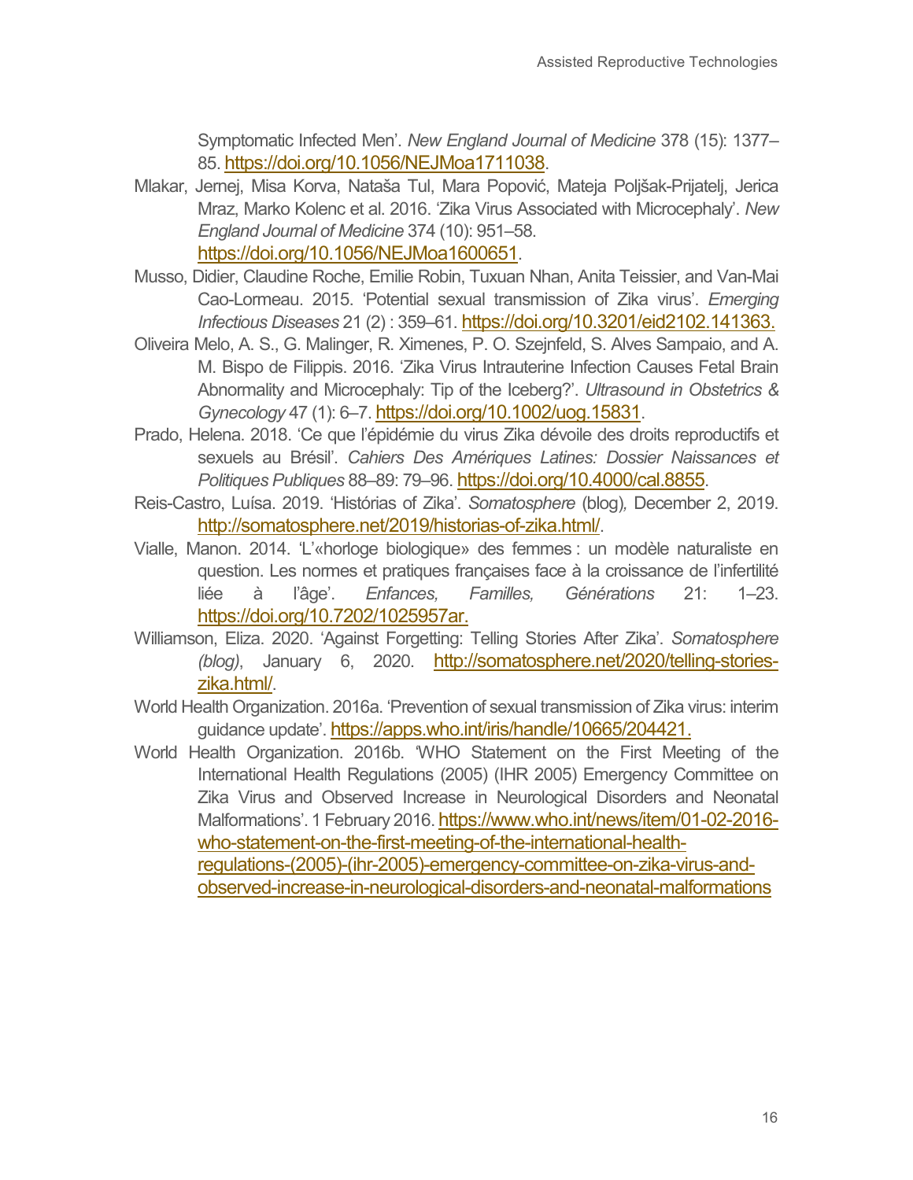Symptomatic Infected Men'. *New England Journal of Medicine* 378 (15): 1377–85. https://doi.org/10.1056/NEJMoa1711038.

Mlakar, Jernej, Misa Korva, Nataša Tul, Mara Popović, Mateja Poljšak-Prijatelj, Jerica Mraz, Marko Kolenc et al. 2016. 'Zika Virus Associated with Microcephaly'. *New England Journal of Medicine* 374 (10): 951–58. https://doi.org/10.1056/NEJMoa1600651.

Musso, Didier, Claudine Roche, Emilie Robin, Tuxuan Nhan, Anita Teissier, and Van-Mai Cao-Lormeau. 2015. 'Potential sexual transmission of Zika virus'. *Emerging Infectious Diseases* 21 (2) : 359–61. https://doi.org/10.3201/eid2102.141363.

Oliveira Melo, A. S., G. Malinger, R. Ximenes, P. O. Szejnfeld, S. Alves Sampaio, and A. M. Bispo de Filippis. 2016. 'Zika Virus Intrauterine Infection Causes Fetal Brain Abnormality and Microcephaly: Tip of the Iceberg?'. *Ultrasound in Obstetrics & Gynecology* 47 (1): 6–7. https://doi.org/10.1002/uog.15831.

Prado, Helena. 2018. 'Ce que l'épidémie du virus Zika dévoile des droits reproductifs et sexuels au Brésil'. *Cahiers Des Amériques Latines: Dossier Naissances et Politiques Publiques* 88–89: 79–96. https://doi.org/10.4000/cal.8855.

Reis-Castro, Luísa. 2019. 'Histórias of Zika'. *Somatosphere* (blog), December 2, 2019. http://somatosphere.net/2019/historias-of-zika.html/.

Vialle, Manon. 2014. 'L'«horloge biologique» des femmes : un modèle naturaliste en question. Les normes et pratiques françaises face à la croissance de l'infertilité liée à l'âge'. *Enfances, Familles, Générations* 21: 1–23. https://doi.org/10.7202/1025957ar.

Williamson, Eliza. 2020. 'Against Forgetting: Telling Stories After Zika'. *Somatosphere (blog)*, January 6, 2020. http://somatosphere.net/2020/telling-stories-zika.html/.

World Health Organization. 2016a. 'Prevention of sexual transmission of Zika virus: interim guidance update'. https://apps.who.int/iris/handle/10665/204421.

World Health Organization. 2016b. 'WHO Statement on the First Meeting of the International Health Regulations (2005) (IHR 2005) Emergency Committee on Zika Virus and Observed Increase in Neurological Disorders and Neonatal Malformations'. 1 February 2016. https://www.who.int/news/item/01-02-2016-who-statement-on-the-first-meeting-of-the-international-health-regulations-(2005)-(ihr-2005)-emergency-committee-on-zika-virus-and-observed-increase-in-neurological-disorders-and-neonatal-malformations